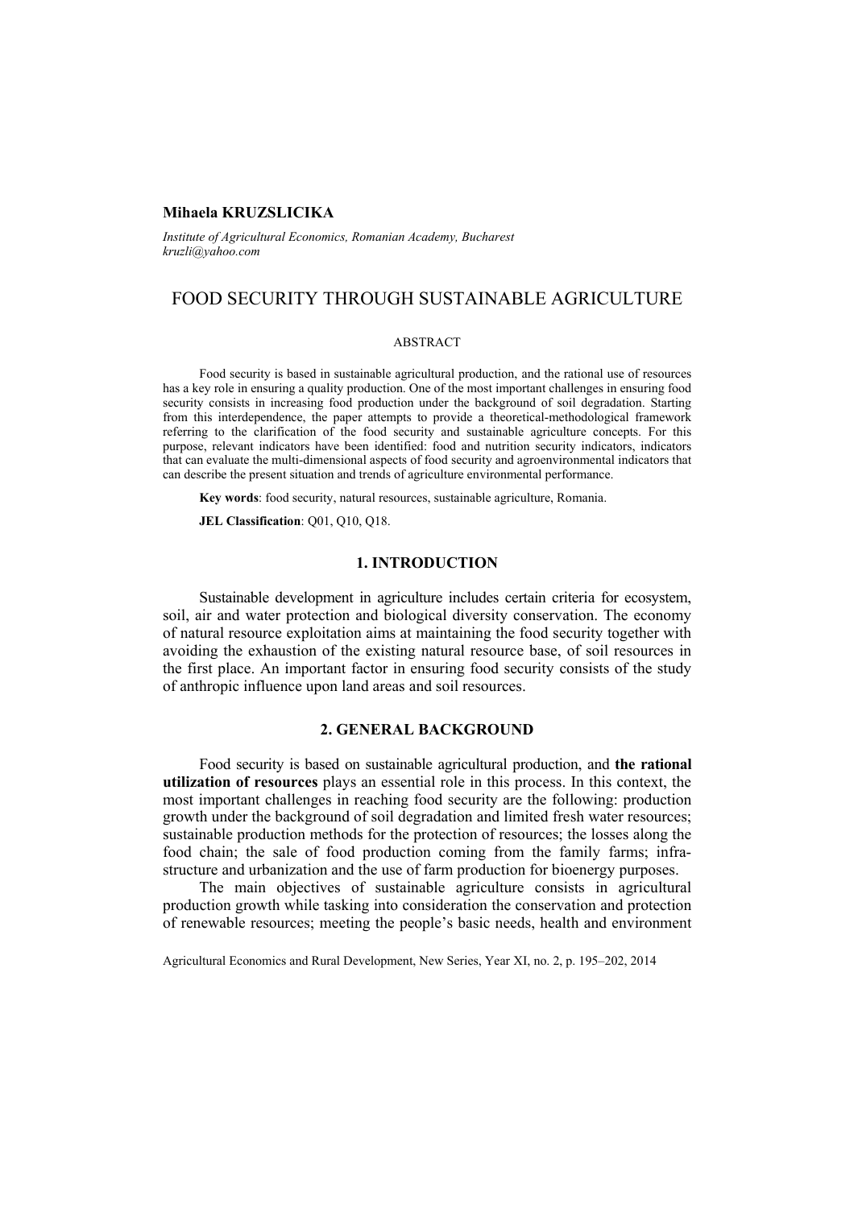**Mihaela KRUZSLICIKA**

*Institute of Agricultural Economics, Romanian Academy, Bucharest*
*kruzli@yahoo.com*

# FOOD SECURITY THROUGH SUSTAINABLE AGRICULTURE

ABSTRACT

Food security is based in sustainable agricultural production, and the rational use of resources has a key role in ensuring a quality production. One of the most important challenges in ensuring food security consists in increasing food production under the background of soil degradation. Starting from this interdependence, the paper attempts to provide a theoretical-methodological framework referring to the clarification of the food security and sustainable agriculture concepts. For this purpose, relevant indicators have been identified: food and nutrition security indicators, indicators that can evaluate the multi-dimensional aspects of food security and agroenvironmental indicators that can describe the present situation and trends of agriculture environmental performance.

**Key words**: food security, natural resources, sustainable agriculture, Romania.

**JEL Classification**: Q01, Q10, Q18.

## 1. INTRODUCTION

Sustainable development in agriculture includes certain criteria for ecosystem, soil, air and water protection and biological diversity conservation. The economy of natural resource exploitation aims at maintaining the food security together with avoiding the exhaustion of the existing natural resource base, of soil resources in the first place. An important factor in ensuring food security consists of the study of anthropic influence upon land areas and soil resources.

## 2. GENERAL BACKGROUND

Food security is based on sustainable agricultural production, and **the rational utilization of resources** plays an essential role in this process. In this context, the most important challenges in reaching food security are the following: production growth under the background of soil degradation and limited fresh water resources; sustainable production methods for the protection of resources; the losses along the food chain; the sale of food production coming from the family farms; infrastructure and urbanization and the use of farm production for bioenergy purposes.

The main objectives of sustainable agriculture consists in agricultural production growth while tasking into consideration the conservation and protection of renewable resources; meeting the people's basic needs, health and environment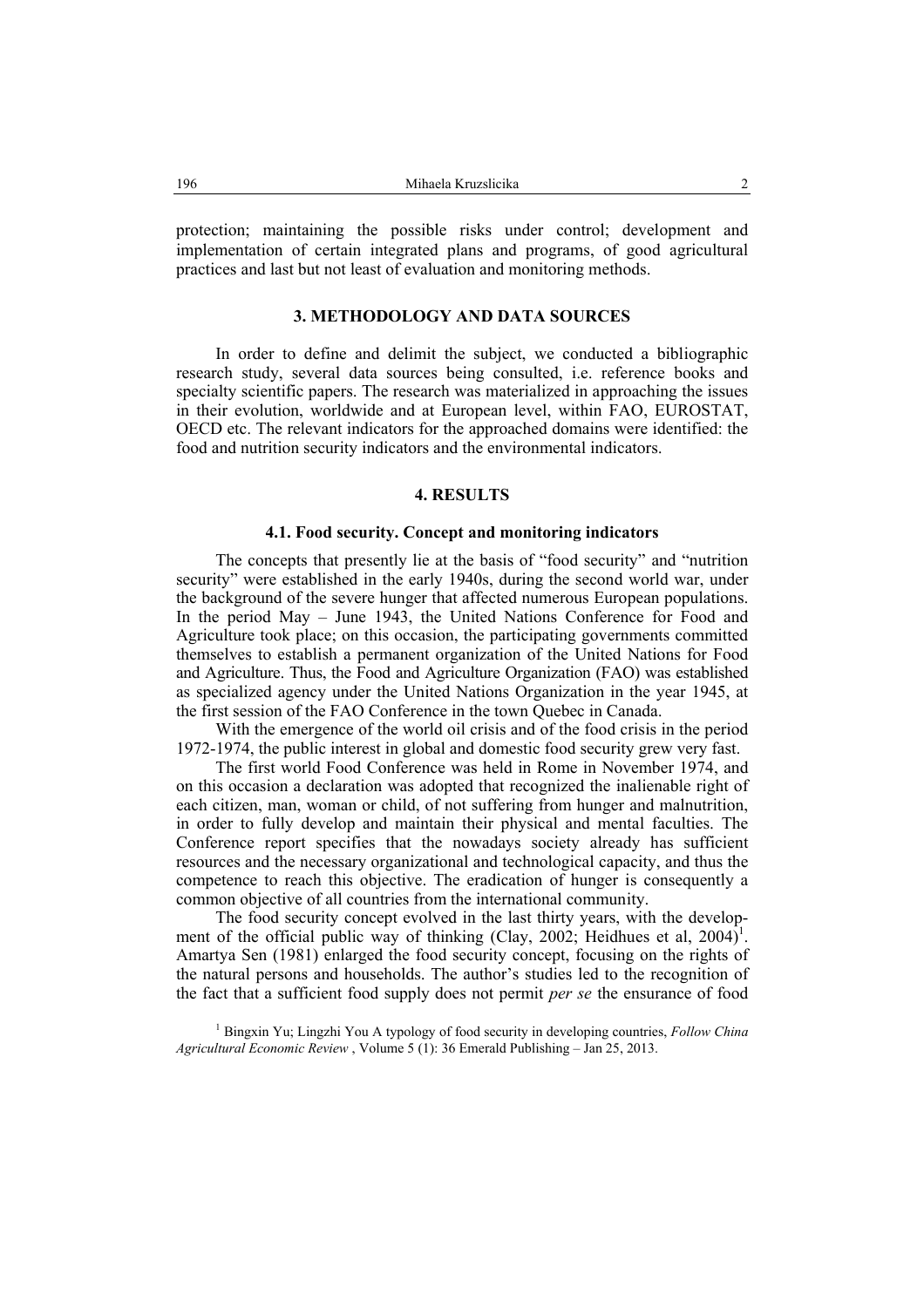protection; maintaining the possible risks under control; development and implementation of certain integrated plans and programs, of good agricultural practices and last but not least of evaluation and monitoring methods.

## 3. METHODOLOGY AND DATA SOURCES

In order to define and delimit the subject, we conducted a bibliographic research study, several data sources being consulted, i.e. reference books and specialty scientific papers. The research was materialized in approaching the issues in their evolution, worldwide and at European level, within FAO, EUROSTAT, OECD etc. The relevant indicators for the approached domains were identified: the food and nutrition security indicators and the environmental indicators.

## 4. RESULTS

### 4.1. Food security. Concept and monitoring indicators

The concepts that presently lie at the basis of "food security" and "nutrition security" were established in the early 1940s, during the second world war, under the background of the severe hunger that affected numerous European populations. In the period May – June 1943, the United Nations Conference for Food and Agriculture took place; on this occasion, the participating governments committed themselves to establish a permanent organization of the United Nations for Food and Agriculture. Thus, the Food and Agriculture Organization (FAO) was established as specialized agency under the United Nations Organization in the year 1945, at the first session of the FAO Conference in the town Quebec in Canada.

With the emergence of the world oil crisis and of the food crisis in the period 1972-1974, the public interest in global and domestic food security grew very fast.

The first world Food Conference was held in Rome in November 1974, and on this occasion a declaration was adopted that recognized the inalienable right of each citizen, man, woman or child, of not suffering from hunger and malnutrition, in order to fully develop and maintain their physical and mental faculties. The Conference report specifies that the nowadays society already has sufficient resources and the necessary organizational and technological capacity, and thus the competence to reach this objective. The eradication of hunger is consequently a common objective of all countries from the international community.

The food security concept evolved in the last thirty years, with the development of the official public way of thinking (Clay, 2002; Heidhues et al, 2004)[1]. Amartya Sen (1981) enlarged the food security concept, focusing on the rights of the natural persons and households. The author's studies led to the recognition of the fact that a sufficient food supply does not permit *per se* the ensurance of food

[1] Bingxin Yu; Lingzhi You A typology of food security in developing countries, *Follow China Agricultural Economic Review* , Volume 5 (1): 36 Emerald Publishing – Jan 25, 2013.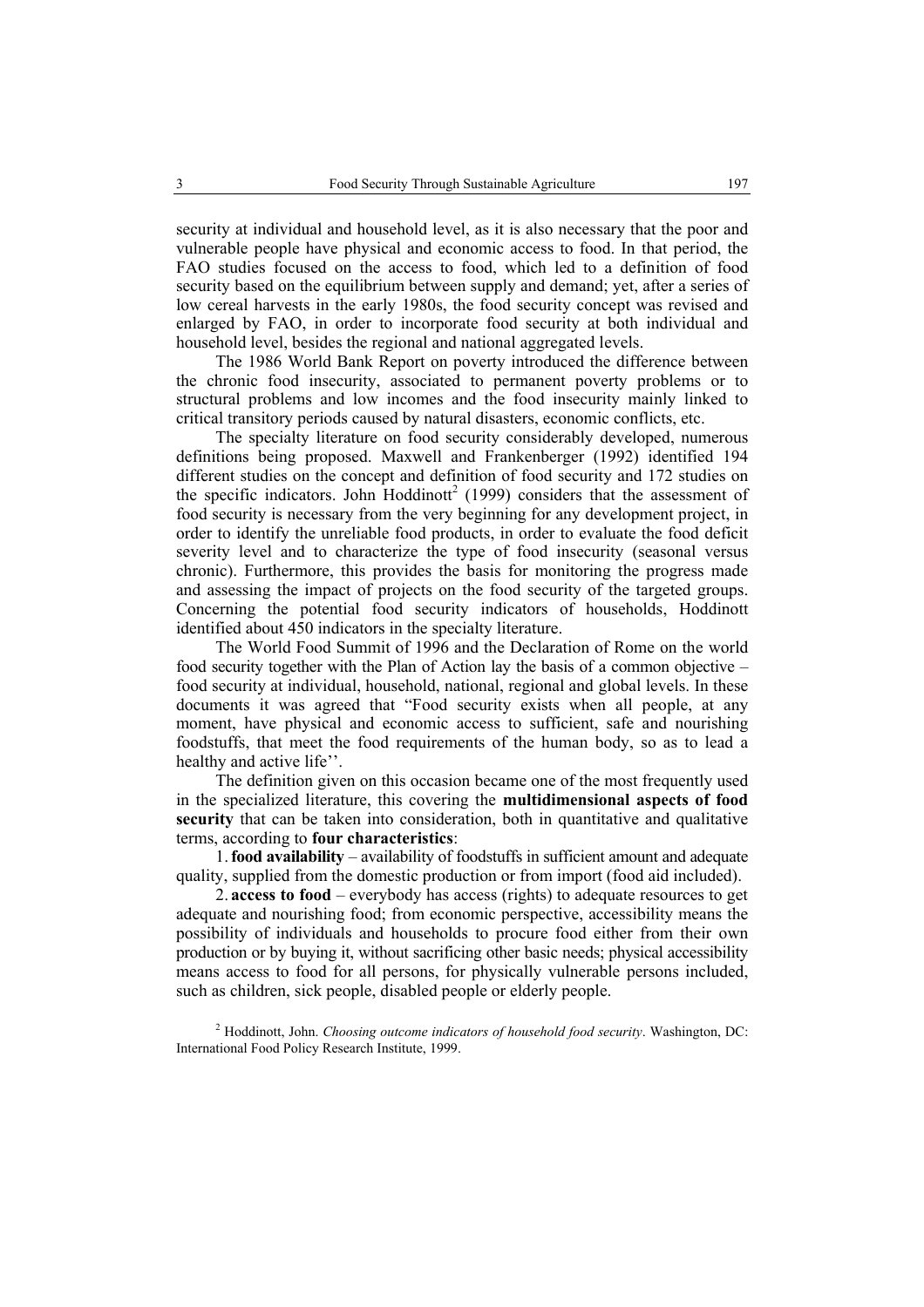security at individual and household level, as it is also necessary that the poor and vulnerable people have physical and economic access to food. In that period, the FAO studies focused on the access to food, which led to a definition of food security based on the equilibrium between supply and demand; yet, after a series of low cereal harvests in the early 1980s, the food security concept was revised and enlarged by FAO, in order to incorporate food security at both individual and household level, besides the regional and national aggregated levels.

The 1986 World Bank Report on poverty introduced the difference between the chronic food insecurity, associated to permanent poverty problems or to structural problems and low incomes and the food insecurity mainly linked to critical transitory periods caused by natural disasters, economic conflicts, etc.

The specialty literature on food security considerably developed, numerous definitions being proposed. Maxwell and Frankenberger (1992) identified 194 different studies on the concept and definition of food security and 172 studies on the specific indicators. John Hoddinott[2] (1999) considers that the assessment of food security is necessary from the very beginning for any development project, in order to identify the unreliable food products, in order to evaluate the food deficit severity level and to characterize the type of food insecurity (seasonal versus chronic). Furthermore, this provides the basis for monitoring the progress made and assessing the impact of projects on the food security of the targeted groups. Concerning the potential food security indicators of households, Hoddinott identified about 450 indicators in the specialty literature.

The World Food Summit of 1996 and the Declaration of Rome on the world food security together with the Plan of Action lay the basis of a common objective – food security at individual, household, national, regional and global levels. In these documents it was agreed that "Food security exists when all people, at any moment, have physical and economic access to sufficient, safe and nourishing foodstuffs, that meet the food requirements of the human body, so as to lead a healthy and active life''.

The definition given on this occasion became one of the most frequently used in the specialized literature, this covering the **multidimensional aspects of food security** that can be taken into consideration, both in quantitative and qualitative terms, according to **four characteristics**:

1. **food availability** – availability of foodstuffs in sufficient amount and adequate quality, supplied from the domestic production or from import (food aid included).

2. **access to food** – everybody has access (rights) to adequate resources to get adequate and nourishing food; from economic perspective, accessibility means the possibility of individuals and households to procure food either from their own production or by buying it, without sacrificing other basic needs; physical accessibility means access to food for all persons, for physically vulnerable persons included, such as children, sick people, disabled people or elderly people.

[2] Hoddinott, John. *Choosing outcome indicators of household food security*. Washington, DC: International Food Policy Research Institute, 1999.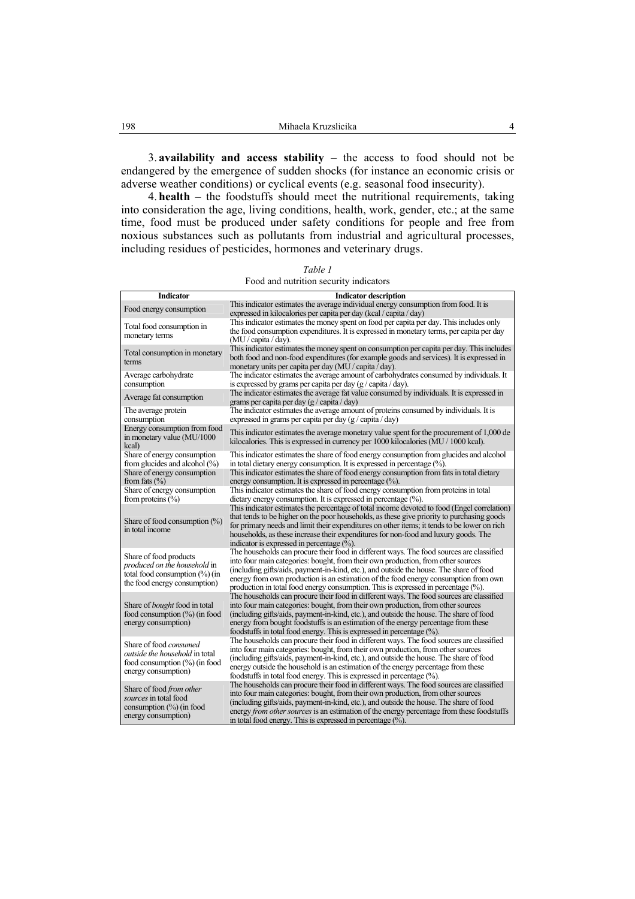3. **availability and access stability** – the access to food should not be endangered by the emergence of sudden shocks (for instance an economic crisis or adverse weather conditions) or cyclical events (e.g. seasonal food insecurity).

4. **health** – the foodstuffs should meet the nutritional requirements, taking into consideration the age, living conditions, health, work, gender, etc.; at the same time, food must be produced under safety conditions for people and free from noxious substances such as pollutants from industrial and agricultural processes, including residues of pesticides, hormones and veterinary drugs.

*Table 1*

Food and nutrition security indicators

| Indicator | Indicator description |
|---|---|
| Food energy consumption | This indicator estimates the average individual energy consumption from food. It is expressed in kilocalories per capita per day (kcal / capita / day) |
| Total food consumption in monetary terms | This indicator estimates the money spent on food per capita per day. This includes only the food consumption expenditures. It is expressed in monetary terms, per capita per day (MU / capita / day). |
| Total consumption in monetary terms | This indicator estimates the money spent on consumption per capita per day. This includes both food and non-food expenditures (for example goods and services). It is expressed in monetary units per capita per day (MU / capita / day). |
| Average carbohydrate consumption | The indicator estimates the average amount of carbohydrates consumed by individuals. It is expressed by grams per capita per day (g / capita / day). |
| Average fat consumption | The indicator estimates the average fat value consumed by individuals. It is expressed in grams per capita per day (g / capita / day) |
| The average protein consumption | The indicator estimates the average amount of proteins consumed by individuals. It is expressed in grams per capita per day (g / capita / day) |
| Energy consumption from food in monetary value (MU/1000 kcal) | This indicator estimates the average monetary value spent for the procurement of 1,000 de kilocalories. This is expressed in currency per 1000 kilocalories (MU / 1000 kcal). |
| Share of energy consumption from glucides and alcohol (%) | This indicator estimates the share of food energy consumption from glucides and alcohol in total dietary energy consumption. It is expressed in percentage (%). |
| Share of energy consumption from fats (%) | This indicator estimates the share of food energy consumption from fats in total dietary energy consumption. It is expressed in percentage (%). |
| Share of energy consumption from proteins (%) | This indicator estimates the share of food energy consumption from proteins in total dietary energy consumption. It is expressed in percentage (%). |
| Share of food consumption (%) in total income | This indicator estimates the percentage of total income devoted to food (Engel correlation) that tends to be higher on the poor households, as these give priority to purchasing goods for primary needs and limit their expenditures on other items; it tends to be lower on rich households, as these increase their expenditures for non-food and luxury goods. The indicator is expressed in percentage (%). |
| Share of food products *produced on the household* in total food consumption (%) (in the food energy consumption) | The households can procure their food in different ways. The food sources are classified into four main categories: bought, from their own production, from other sources (including gifts/aids, payment-in-kind, etc.), and outside the house. The share of food energy from own production is an estimation of the food energy consumption from own production in total food energy consumption. This is expressed in percentage (%). |
| Share of *bought* food in total food consumption (%) (in food energy consumption) | The households can procure their food in different ways. The food sources are classified into four main categories: bought, from their own production, from other sources (including gifts/aids, payment-in-kind, etc.), and outside the house. The share of food energy from bought foodstuffs is an estimation of the energy percentage from these foodstuffs in total food energy. This is expressed in percentage (%). |
| Share of food *consumed outside the household* in total food consumption (%) (in food energy consumption) | The households can procure their food in different ways. The food sources are classified into four main categories: bought, from their own production, from other sources (including gifts/aids, payment-in-kind, etc.), and outside the house. The share of food energy outside the household is an estimation of the energy percentage from these foodstuffs in total food energy. This is expressed in percentage (%). |
| Share of food *from other sources* in total food consumption (%) (in food energy consumption) | The households can procure their food in different ways. The food sources are classified into four main categories: bought, from their own production, from other sources (including gifts/aids, payment-in-kind, etc.), and outside the house. The share of food energy *from other sources* is an estimation of the energy percentage from these foodstuffs in total food energy. This is expressed in percentage (%). |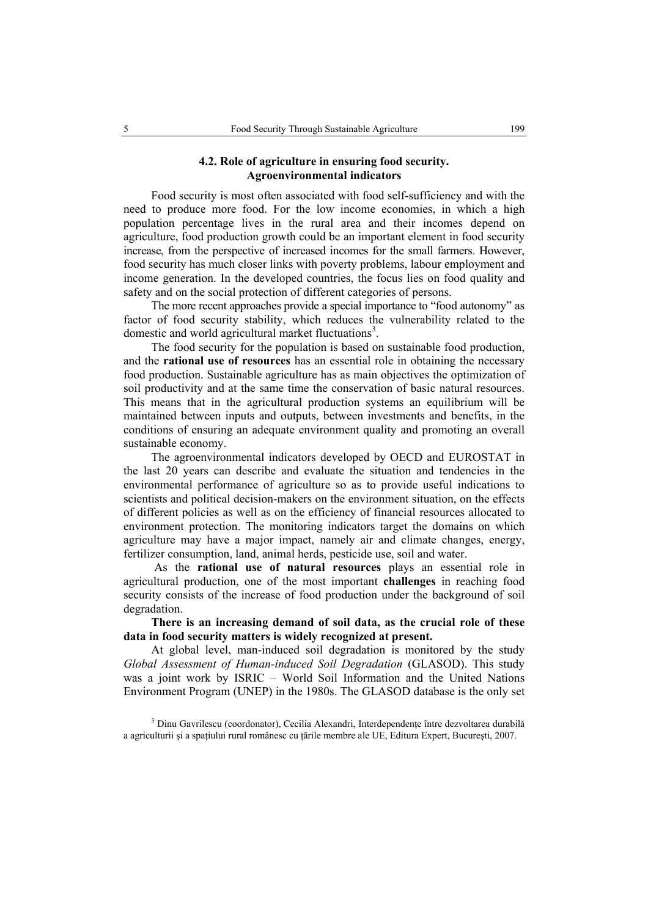## 4.2. Role of agriculture in ensuring food security. Agroenvironmental indicators

Food security is most often associated with food self-sufficiency and with the need to produce more food. For the low income economies, in which a high population percentage lives in the rural area and their incomes depend on agriculture, food production growth could be an important element in food security increase, from the perspective of increased incomes for the small farmers. However, food security has much closer links with poverty problems, labour employment and income generation. In the developed countries, the focus lies on food quality and safety and on the social protection of different categories of persons.

The more recent approaches provide a special importance to "food autonomy" as factor of food security stability, which reduces the vulnerability related to the domestic and world agricultural market fluctuations[3].

The food security for the population is based on sustainable food production, and the **rational use of resources** has an essential role in obtaining the necessary food production. Sustainable agriculture has as main objectives the optimization of soil productivity and at the same time the conservation of basic natural resources. This means that in the agricultural production systems an equilibrium will be maintained between inputs and outputs, between investments and benefits, in the conditions of ensuring an adequate environment quality and promoting an overall sustainable economy.

The agroenvironmental indicators developed by OECD and EUROSTAT in the last 20 years can describe and evaluate the situation and tendencies in the environmental performance of agriculture so as to provide useful indications to scientists and political decision-makers on the environment situation, on the effects of different policies as well as on the efficiency of financial resources allocated to environment protection. The monitoring indicators target the domains on which agriculture may have a major impact, namely air and climate changes, energy, fertilizer consumption, land, animal herds, pesticide use, soil and water.

As the **rational use of natural resources** plays an essential role in agricultural production, one of the most important **challenges** in reaching food security consists of the increase of food production under the background of soil degradation.

**There is an increasing demand of soil data, as the crucial role of these data in food security matters is widely recognized at present.**

At global level, man-induced soil degradation is monitored by the study *Global Assessment of Human-induced Soil Degradation* (GLASOD). This study was a joint work by ISRIC – World Soil Information and the United Nations Environment Program (UNEP) in the 1980s. The GLASOD database is the only set

[3] Dinu Gavrilescu (coordonator), Cecilia Alexandri, Interdependențe între dezvoltarea durabilă a agriculturii şi a spațiului rural românesc cu ţările membre ale UE, Editura Expert, Bucureşti, 2007.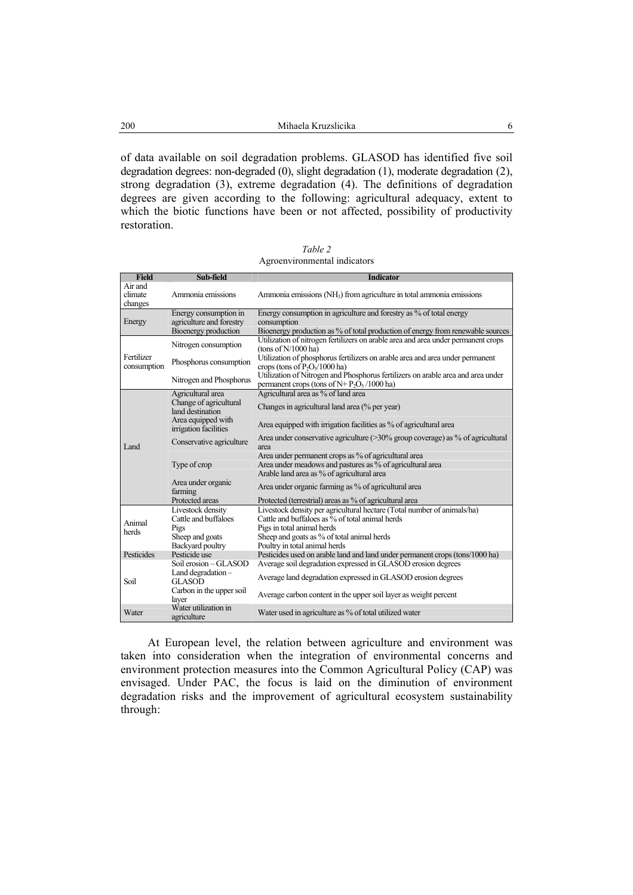of data available on soil degradation problems. GLASOD has identified five soil degradation degrees: non-degraded (0), slight degradation (1), moderate degradation (2), strong degradation (3), extreme degradation (4). The definitions of degradation degrees are given according to the following: agricultural adequacy, extent to which the biotic functions have been or not affected, possibility of productivity restoration.

*Table 2*
Agroenvironmental indicators

| Field | Sub-field | Indicator |
|---|---|---|
| Air and climate changes | Ammonia emissions | Ammonia emissions ($NH_3$) from agriculture in total ammonia emissions |
| Energy | Energy consumption in agriculture and forestry | Energy consumption in agriculture and forestry as % of total energy consumption |
| | Bioenergy production | Bioenergy production as % of total production of energy from renewable sources |
| Fertilizer consumption | Nitrogen consumption | Utilization of nitrogen fertilizers on arable area and area under permanent crops (tons of N/1000 ha) |
| | Phosphorus consumption | Utilization of phosphorus fertilizers on arable area and area under permanent crops (tons of $P_2O_5$/1000 ha) |
| | Nitrogen and Phosphorus | Utilization of Nitrogen and Phosphorus fertilizers on arable area and area under permanent crops (tons of N+ $P_2O_5$ /1000 ha) |
| Land | Agricultural area | Agricultural area as % of land area |
| | Change of agricultural land destination | Changes in agricultural land area (% per year) |
| | Area equipped with irrigation facilities | Area equipped with irrigation facilities as % of agricultural area |
| | Conservative agriculture | Area under conservative agriculture (>30% group coverage) as % of agricultural area |
| | Type of crop | Area under permanent crops as % of agricultural area |
| | | Area under meadows and pastures as % of agricultural area |
| | | Arable land area as % of agricultural area |
| | Area under organic farming | Area under organic farming as % of agricultural area |
| | Protected areas | Protected (terrestrial) areas as % of agricultural area |
| Animal herds | Livestock density | Livestock density per agricultural hectare (Total number of animals/ha) |
| | Cattle and buffaloes | Cattle and buffaloes as % of total animal herds |
| | Pigs | Pigs in total animal herds |
| | Sheep and goats | Sheep and goats as % of total animal herds |
| | Backyard poultry | Poultry in total animal herds |
| Pesticides | Pesticide use | Pesticides used on arable land and land under permanent crops (tons/1000 ha) |
| Soil | Soil erosion – GLASOD | Average soil degradation expressed in GLASOD erosion degrees |
| | Land degradation – GLASOD | Average land degradation expressed in GLASOD erosion degrees |
| | Carbon in the upper soil layer | Average carbon content in the upper soil layer as weight percent |
| Water | Water utilization in agriculture | Water used in agriculture as % of total utilized water |

At European level, the relation between agriculture and environment was taken into consideration when the integration of environmental concerns and environment protection measures into the Common Agricultural Policy (CAP) was envisaged. Under PAC, the focus is laid on the diminution of environment degradation risks and the improvement of agricultural ecosystem sustainability through: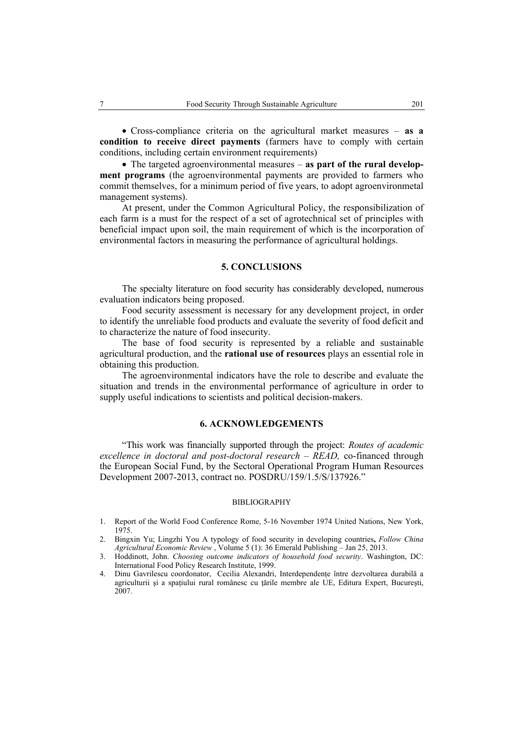- Cross-compliance criteria on the agricultural market measures – **as a condition to receive direct payments** (farmers have to comply with certain conditions, including certain environment requirements)
- The targeted agroenvironmental measures – **as part of the rural development programs** (the agroenvironmental payments are provided to farmers who commit themselves, for a minimum period of five years, to adopt agroenvironmetal management systems).

At present, under the Common Agricultural Policy, the responsibilization of each farm is a must for the respect of a set of agrotechnical set of principles with beneficial impact upon soil, the main requirement of which is the incorporation of environmental factors in measuring the performance of agricultural holdings.

## 5. CONCLUSIONS

The specialty literature on food security has considerably developed, numerous evaluation indicators being proposed.

Food security assessment is necessary for any development project, in order to identify the unreliable food products and evaluate the severity of food deficit and to characterize the nature of food insecurity.

The base of food security is represented by a reliable and sustainable agricultural production, and the **rational use of resources** plays an essential role in obtaining this production.

The agroenvironmental indicators have the role to describe and evaluate the situation and trends in the environmental performance of agriculture in order to supply useful indications to scientists and political decision-makers.

## 6. ACKNOWLEDGEMENTS

"This work was financially supported through the project: *Routes of academic excellence in doctoral and post-doctoral research – READ,* co-financed through the European Social Fund, by the Sectoral Operational Program Human Resources Development 2007-2013, contract no. POSDRU/159/1.5/S/137926."

### BIBLIOGRAPHY

1. Report of the World Food Conference Rome, 5-16 November 1974 United Nations, New York, 1975.
2. Bingxin Yu; Lingzhi You A typology of food security in developing countries**,** *Follow China Agricultural Economic Review* , Volume 5 (1): 36 Emerald Publishing – Jan 25, 2013.
3. Hoddinott, John. *Choosing outcome indicators of household food security*. Washington, DC: International Food Policy Research Institute, 1999.
4. Dinu Gavrilescu coordonator, Cecilia Alexandri, Interdependențe între dezvoltarea durabilă a agriculturii şi a spațiului rural românesc cu țările membre ale UE, Editura Expert, București, 2007.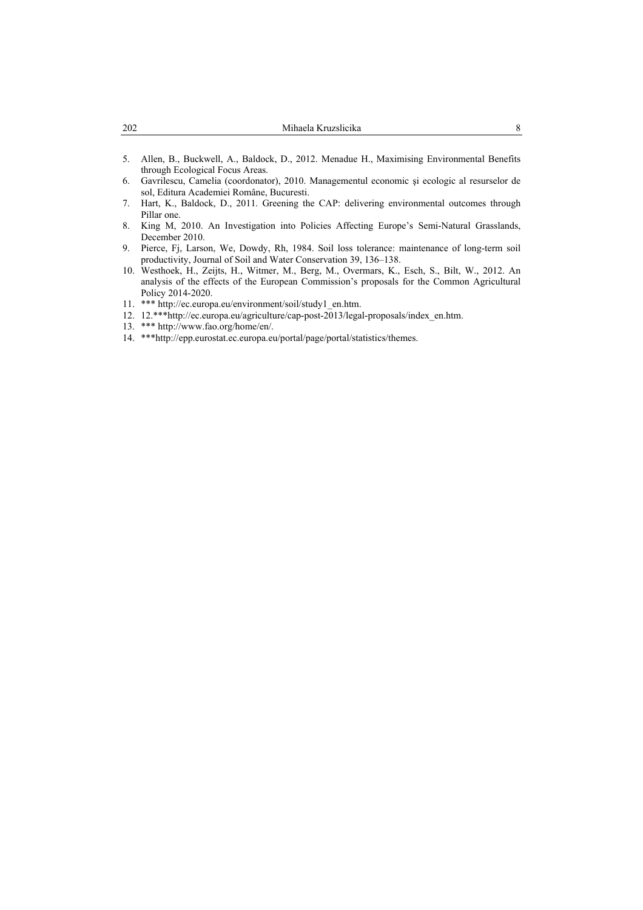5. Allen, B., Buckwell, A., Baldock, D., 2012. Menadue H., Maximising Environmental Benefits through Ecological Focus Areas.
6. Gavrilescu, Camelia (coordonator), 2010. Managementul economic şi ecologic al resurselor de sol, Editura Academiei Române, Bucuresti.
7. Hart, K., Baldock, D., 2011. Greening the CAP: delivering environmental outcomes through Pillar one.
8. King M, 2010. An Investigation into Policies Affecting Europe's Semi-Natural Grasslands, December 2010.
9. Pierce, Fj, Larson, We, Dowdy, Rh, 1984. Soil loss tolerance: maintenance of long-term soil productivity, Journal of Soil and Water Conservation 39, 136–138.
10. Westhoek, H., Zeijts, H., Witmer, M., Berg, M., Overmars, K., Esch, S., Bilt, W., 2012. An analysis of the effects of the European Commission's proposals for the Common Agricultural Policy 2014-2020.
11. *** http://ec.europa.eu/environment/soil/study1_en.htm.
12. 12.***http://ec.europa.eu/agriculture/cap-post-2013/legal-proposals/index_en.htm.
13. *** http://www.fao.org/home/en/.
14. ***http://epp.eurostat.ec.europa.eu/portal/page/portal/statistics/themes.